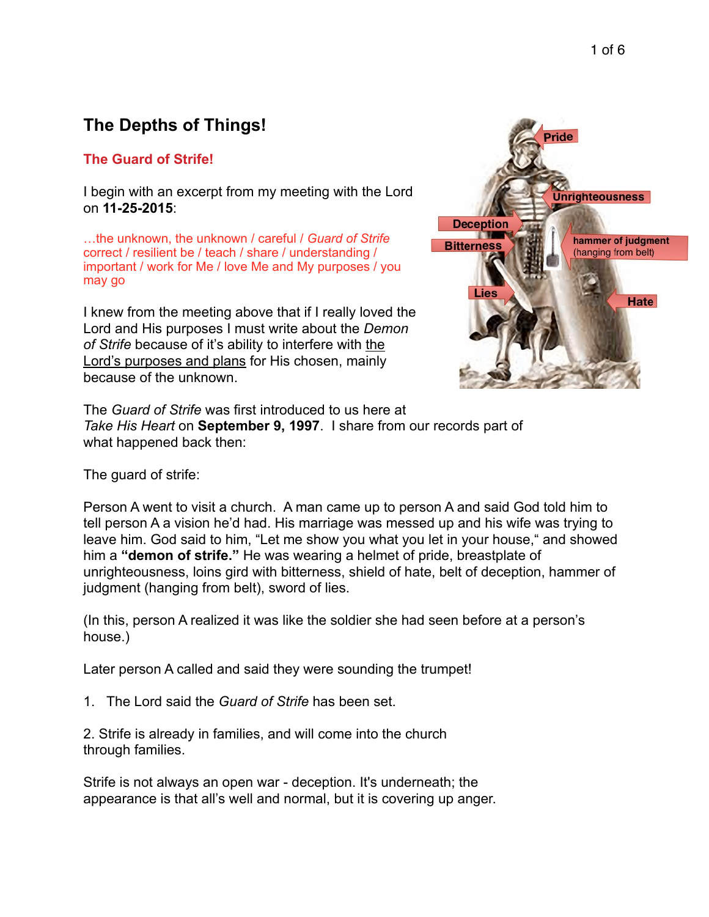# The Depths of Things!

## The Guard of Strife!

I begin with an excerpt from my meeting with the Lord on **11-25-2015**:

…the unknown, the unknown / careful / *Guard of Strife* correct / resilient be / teach / share / understanding / important / work for Me / love Me and My purposes / you may go

I knew from the meeting above that if I really loved the Lord and His purposes I must write about the *Demon of Strife* because of it's ability to interfere with the Lord's purposes and plans for His chosen, mainly because of the unknown.

Pride

Unrighteousness

Deception

Bitterness

hammer of judgment
(hanging from belt)

Lies

Hate

The *Guard of Strife* was first introduced to us here at *Take His Heart* on **September 9, 1997**. I share from our records part of what happened back then:

The guard of strife:

Person A went to visit a church. A man came up to person A and said God told him to tell person A a vision he'd had. His marriage was messed up and his wife was trying to leave him. God said to him, "Let me show you what you let in your house," and showed him a **"demon of strife."** He was wearing a helmet of pride, breastplate of unrighteousness, loins gird with bitterness, shield of hate, belt of deception, hammer of judgment (hanging from belt), sword of lies.

(In this, person A realized it was like the soldier she had seen before at a person's house.)

Later person A called and said they were sounding the trumpet!

1. The Lord said the *Guard of Strife* has been set.

2. Strife is already in families, and will come into the church through families.

Strife is not always an open war - deception. It's underneath; the appearance is that all's well and normal, but it is covering up anger.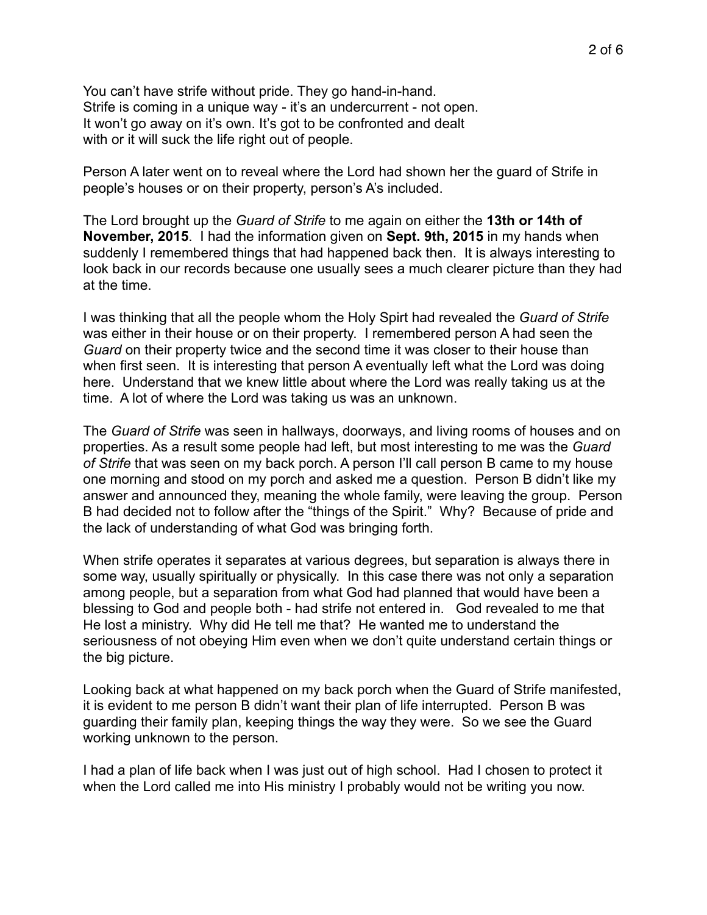You can't have strife without pride. They go hand-in-hand.
Strife is coming in a unique way - it's an undercurrent - not open.
It won't go away on it's own. It's got to be confronted and dealt
with or it will suck the life right out of people.

Person A later went on to reveal where the Lord had shown her the guard of Strife in people's houses or on their property, person's A's included.

The Lord brought up the *Guard of Strife* to me again on either the **13th or 14th of November, 2015**. I had the information given on **Sept. 9th, 2015** in my hands when suddenly I remembered things that had happened back then. It is always interesting to look back in our records because one usually sees a much clearer picture than they had at the time.

I was thinking that all the people whom the Holy Spirt had revealed the *Guard of Strife* was either in their house or on their property. I remembered person A had seen the *Guard* on their property twice and the second time it was closer to their house than when first seen. It is interesting that person A eventually left what the Lord was doing here. Understand that we knew little about where the Lord was really taking us at the time. A lot of where the Lord was taking us was an unknown.

The *Guard of Strife* was seen in hallways, doorways, and living rooms of houses and on properties. As a result some people had left, but most interesting to me was the *Guard of Strife* that was seen on my back porch. A person I'll call person B came to my house one morning and stood on my porch and asked me a question. Person B didn't like my answer and announced they, meaning the whole family, were leaving the group. Person B had decided not to follow after the "things of the Spirit." Why? Because of pride and the lack of understanding of what God was bringing forth.

When strife operates it separates at various degrees, but separation is always there in some way, usually spiritually or physically. In this case there was not only a separation among people, but a separation from what God had planned that would have been a blessing to God and people both - had strife not entered in. God revealed to me that He lost a ministry. Why did He tell me that? He wanted me to understand the seriousness of not obeying Him even when we don't quite understand certain things or the big picture.

Looking back at what happened on my back porch when the Guard of Strife manifested, it is evident to me person B didn't want their plan of life interrupted. Person B was guarding their family plan, keeping things the way they were. So we see the Guard working unknown to the person.

I had a plan of life back when I was just out of high school. Had I chosen to protect it when the Lord called me into His ministry I probably would not be writing you now.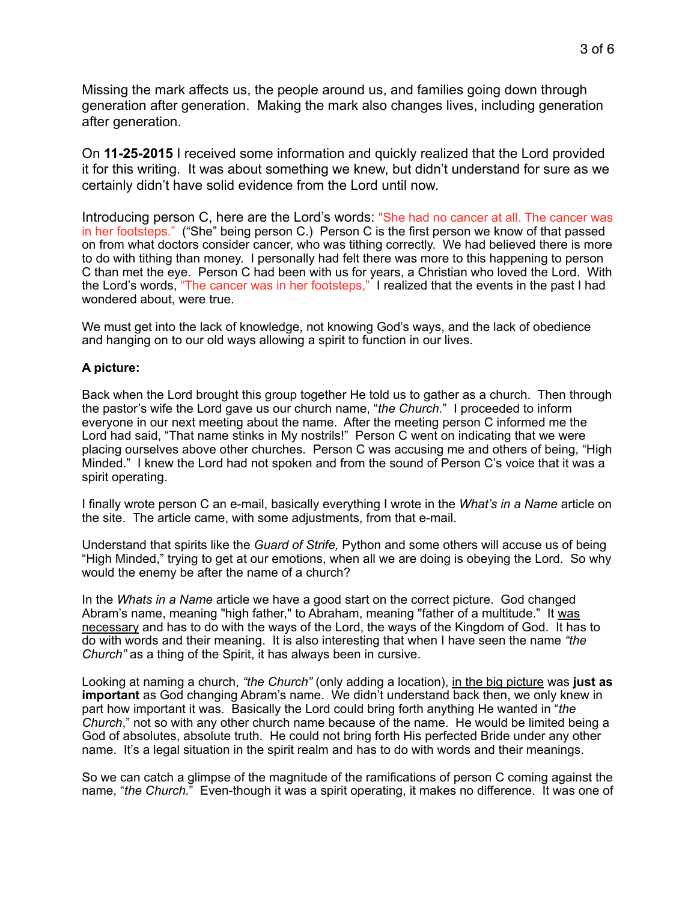Missing the mark affects us, the people around us, and families going down through generation after generation. Making the mark also changes lives, including generation after generation.

On **11-25-2015** I received some information and quickly realized that the Lord provided it for this writing. It was about something we knew, but didn't understand for sure as we certainly didn't have solid evidence from the Lord until now.

Introducing person C, here are the Lord's words: "She had no cancer at all. The cancer was in her footsteps." ("She" being person C.) Person C is the first person we know of that passed on from what doctors consider cancer, who was tithing correctly. We had believed there is more to do with tithing than money. I personally had felt there was more to this happening to person C than met the eye. Person C had been with us for years, a Christian who loved the Lord. With the Lord's words, "The cancer was in her footsteps," I realized that the events in the past I had wondered about, were true.

We must get into the lack of knowledge, not knowing God's ways, and the lack of obedience and hanging on to our old ways allowing a spirit to function in our lives.

**A picture:**

Back when the Lord brought this group together He told us to gather as a church. Then through the pastor's wife the Lord gave us our church name, "*the Church*." I proceeded to inform everyone in our next meeting about the name. After the meeting person C informed me the Lord had said, "That name stinks in My nostrils!" Person C went on indicating that we were placing ourselves above other churches. Person C was accusing me and others of being, "High Minded." I knew the Lord had not spoken and from the sound of Person C's voice that it was a spirit operating.

I finally wrote person C an e-mail, basically everything I wrote in the *What's in a Name* article on the site. The article came, with some adjustments, from that e-mail.

Understand that spirits like the *Guard of Strife,* Python and some others will accuse us of being "High Minded," trying to get at our emotions, when all we are doing is obeying the Lord. So why would the enemy be after the name of a church?

In the *Whats in a Name* article we have a good start on the correct picture. God changed Abram's name, meaning "high father," to Abraham, meaning "father of a multitude." It was necessary and has to do with the ways of the Lord, the ways of the Kingdom of God. It has to do with words and their meaning. It is also interesting that when I have seen the name *"the Church"* as a thing of the Spirit, it has always been in cursive.

Looking at naming a church, *"the Church"* (only adding a location), in the big picture was **just as important** as God changing Abram's name. We didn't understand back then, we only knew in part how important it was. Basically the Lord could bring forth anything He wanted in "*the Church*," not so with any other church name because of the name. He would be limited being a God of absolutes, absolute truth. He could not bring forth His perfected Bride under any other name. It's a legal situation in the spirit realm and has to do with words and their meanings.

So we can catch a glimpse of the magnitude of the ramifications of person C coming against the name, "*the Church.*" Even-though it was a spirit operating, it makes no difference. It was one of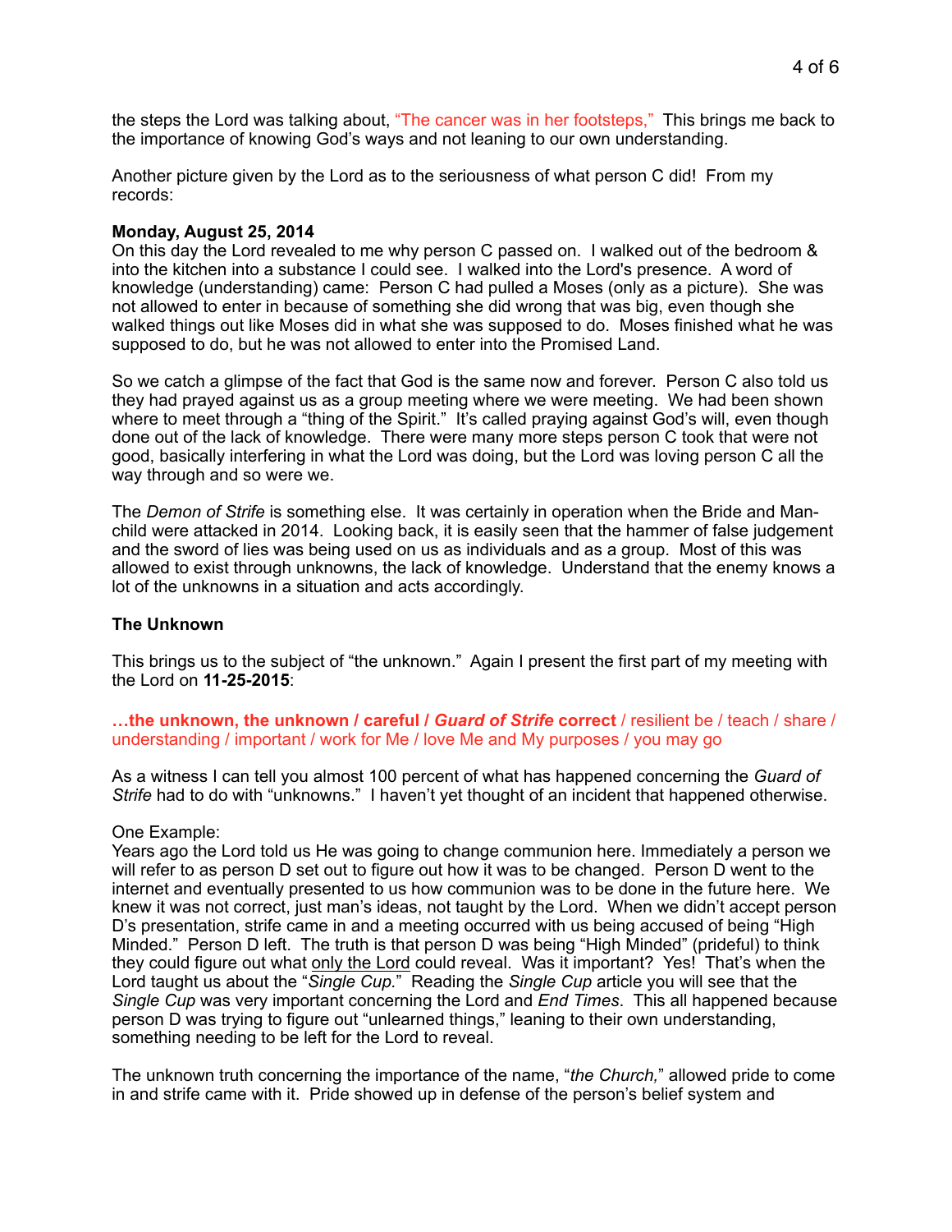the steps the Lord was talking about, "The cancer was in her footsteps," This brings me back to the importance of knowing God's ways and not leaning to our own understanding.

Another picture given by the Lord as to the seriousness of what person C did! From my records:

**Monday, August 25, 2014**
On this day the Lord revealed to me why person C passed on. I walked out of the bedroom & into the kitchen into a substance I could see. I walked into the Lord's presence. A word of knowledge (understanding) came: Person C had pulled a Moses (only as a picture). She was not allowed to enter in because of something she did wrong that was big, even though she walked things out like Moses did in what she was supposed to do. Moses finished what he was supposed to do, but he was not allowed to enter into the Promised Land.

So we catch a glimpse of the fact that God is the same now and forever. Person C also told us they had prayed against us as a group meeting where we were meeting. We had been shown where to meet through a "thing of the Spirit." It's called praying against God's will, even though done out of the lack of knowledge. There were many more steps person C took that were not good, basically interfering in what the Lord was doing, but the Lord was loving person C all the way through and so were we.

The *Demon of Strife* is something else. It was certainly in operation when the Bride and Man-child were attacked in 2014. Looking back, it is easily seen that the hammer of false judgement and the sword of lies was being used on us as individuals and as a group. Most of this was allowed to exist through unknowns, the lack of knowledge. Understand that the enemy knows a lot of the unknowns in a situation and acts accordingly.

**The Unknown**

This brings us to the subject of "the unknown." Again I present the first part of my meeting with the Lord on **11-25-2015**:

**…the unknown, the unknown / careful / *Guard of Strife* correct** / resilient be / teach / share / understanding / important / work for Me / love Me and My purposes / you may go

As a witness I can tell you almost 100 percent of what has happened concerning the *Guard of Strife* had to do with "unknowns." I haven't yet thought of an incident that happened otherwise.

One Example:
Years ago the Lord told us He was going to change communion here. Immediately a person we will refer to as person D set out to figure out how it was to be changed. Person D went to the internet and eventually presented to us how communion was to be done in the future here. We knew it was not correct, just man's ideas, not taught by the Lord. When we didn't accept person D's presentation, strife came in and a meeting occurred with us being accused of being "High Minded." Person D left. The truth is that person D was being "High Minded" (prideful) to think they could figure out what only the Lord could reveal. Was it important? Yes! That's when the Lord taught us about the "*Single Cup.*" Reading the *Single Cup* article you will see that the *Single Cup* was very important concerning the Lord and *End Times*. This all happened because person D was trying to figure out "unlearned things," leaning to their own understanding, something needing to be left for the Lord to reveal.

The unknown truth concerning the importance of the name, "*the Church,*" allowed pride to come in and strife came with it. Pride showed up in defense of the person's belief system and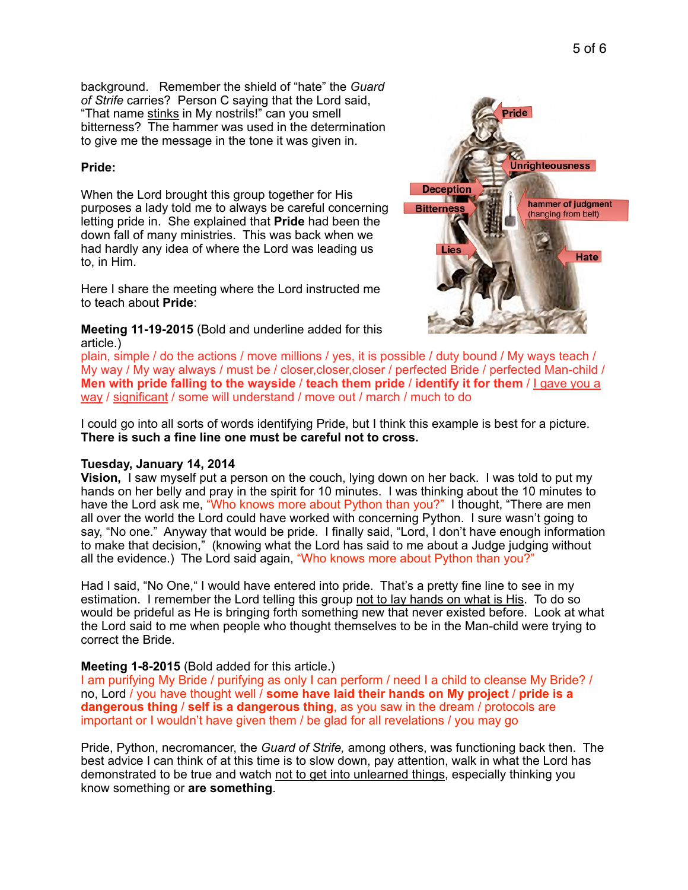background. Remember the shield of “hate” the *Guard of Strife* carries? Person C saying that the Lord said, “That name stinks in My nostrils!” can you smell bitterness? The hammer was used in the determination to give me the message in the tone it was given in.

Pride

Unrighteousness

Deception

Bitterness

hammer of judgment
(hanging from belt)

Lies

Hate

**Pride:**

When the Lord brought this group together for His purposes a lady told me to always be careful concerning letting pride in. She explained that **Pride** had been the down fall of many ministries. This was back when we had hardly any idea of where the Lord was leading us to, in Him.

Here I share the meeting where the Lord instructed me to teach about **Pride**:

**Meeting 11-19-2015** (Bold and underline added for this article.)
plain, simple / do the actions / move millions / yes, it is possible / duty bound / My ways teach / My way / My way always / must be / closer,closer,closer / perfected Bride / perfected Man-child / **Men with pride falling to the wayside** / **teach them pride** / **identify it for them** / I gave you a way / significant / some will understand / move out / march / much to do

I could go into all sorts of words identifying Pride, but I think this example is best for a picture. **There is such a fine line one must be careful not to cross.**

**Tuesday, January 14, 2014**
**Vision,** I saw myself put a person on the couch, lying down on her back. I was told to put my hands on her belly and pray in the spirit for 10 minutes. I was thinking about the 10 minutes to have the Lord ask me, “Who knows more about Python than you?” I thought, “There are men all over the world the Lord could have worked with concerning Python. I sure wasn’t going to say, “No one.” Anyway that would be pride. I finally said, “Lord, I don’t have enough information to make that decision,” (knowing what the Lord has said to me about a Judge judging without all the evidence.) The Lord said again, “Who knows more about Python than you?”

Had I said, “No One,“ I would have entered into pride. That’s a pretty fine line to see in my estimation. I remember the Lord telling this group not to lay hands on what is His. To do so would be prideful as He is bringing forth something new that never existed before. Look at what the Lord said to me when people who thought themselves to be in the Man-child were trying to correct the Bride.

**Meeting 1-8-2015** (Bold added for this article.)
I am purifying My Bride / purifying as only I can perform / need I a child to cleanse My Bride? / no, Lord / you have thought well / **some have laid their hands on My project** / **pride is a dangerous thing** / **self is a dangerous thing**, as you saw in the dream / protocols are important or I wouldn’t have given them / be glad for all revelations / you may go

Pride, Python, necromancer, the *Guard of Strife,* among others, was functioning back then. The best advice I can think of at this time is to slow down, pay attention, walk in what the Lord has demonstrated to be true and watch not to get into unlearned things, especially thinking you know something or **are something**.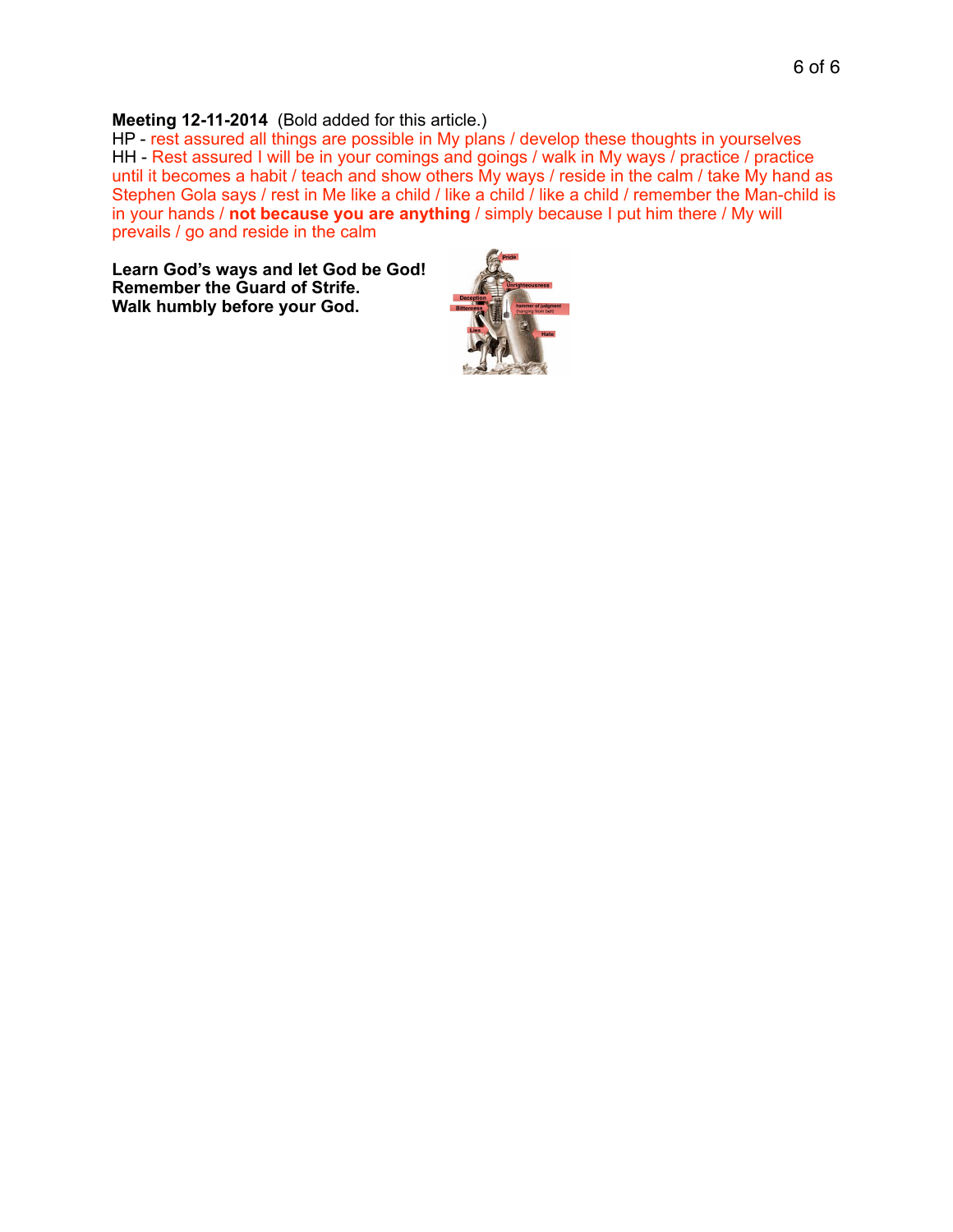**Meeting 12-11-2014** (Bold added for this article.)

HP - rest assured all things are possible in My plans / develop these thoughts in yourselves

HH - Rest assured I will be in your comings and goings / walk in My ways / practice / practice until it becomes a habit / teach and show others My ways / reside in the calm / take My hand as Stephen Gola says / rest in Me like a child / like a child / like a child / remember the Man-child is in your hands / **not because you are anything** / simply because I put him there / My will prevails / go and reside in the calm

**Learn God's ways and let God be God!**
**Remember the Guard of Strife.**
**Walk humbly before your God.**

Pride
Unrighteousness
Deception
Bitterness
hammer of judgment (hanging from belt)
Lies
Hate